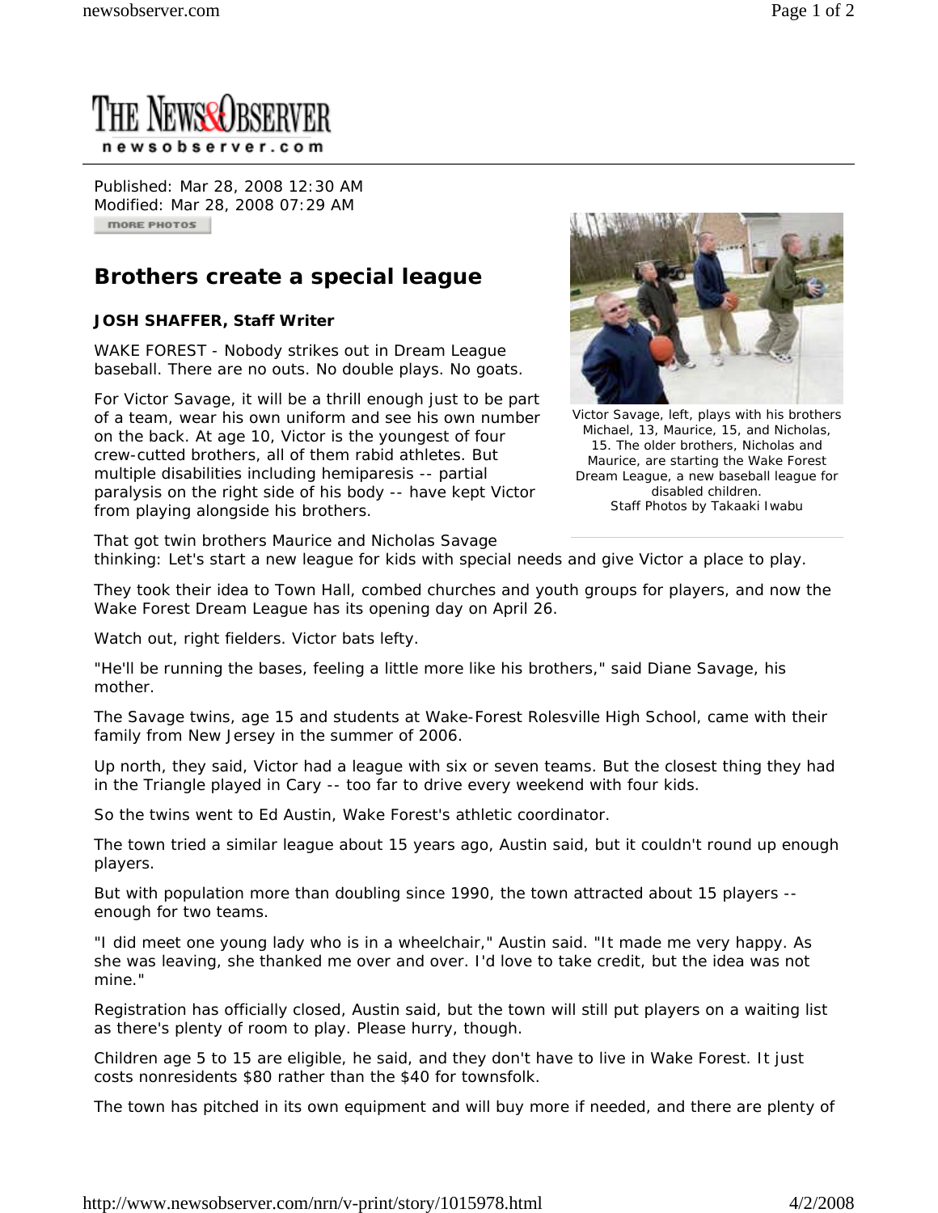# THE NEWS&OBSERVER

newsobserver.com

Published: Mar 28, 2008 12:30 AM
Modified: Mar 28, 2008 07:29 AM

## Brothers create a special league

**JOSH SHAFFER, Staff Writer**

WAKE FOREST - Nobody strikes out in Dream League baseball. There are no outs. No double plays. No goats.

For Victor Savage, it will be a thrill enough just to be part of a team, wear his own uniform and see his own number on the back. At age 10, Victor is the youngest of four crew-cutted brothers, all of them rabid athletes. But multiple disabilities including hemiparesis -- partial paralysis on the right side of his body -- have kept Victor from playing alongside his brothers.

Victor Savage, left, plays with his brothers Michael, 13, Maurice, 15, and Nicholas, 15. The older brothers, Nicholas and Maurice, are starting the Wake Forest Dream League, a new baseball league for disabled children.
Staff Photos by Takaaki Iwabu

That got twin brothers Maurice and Nicholas Savage thinking: Let's start a new league for kids with special needs and give Victor a place to play.

They took their idea to Town Hall, combed churches and youth groups for players, and now the Wake Forest Dream League has its opening day on April 26.

Watch out, right fielders. Victor bats lefty.

"He'll be running the bases, feeling a little more like his brothers," said Diane Savage, his mother.

The Savage twins, age 15 and students at Wake-Forest Rolesville High School, came with their family from New Jersey in the summer of 2006.

Up north, they said, Victor had a league with six or seven teams. But the closest thing they had in the Triangle played in Cary -- too far to drive every weekend with four kids.

So the twins went to Ed Austin, Wake Forest's athletic coordinator.

The town tried a similar league about 15 years ago, Austin said, but it couldn't round up enough players.

But with population more than doubling since 1990, the town attracted about 15 players -- enough for two teams.

"I did meet one young lady who is in a wheelchair," Austin said. "It made me very happy. As she was leaving, she thanked me over and over. I'd love to take credit, but the idea was not mine."

Registration has officially closed, Austin said, but the town will still put players on a waiting list as there's plenty of room to play. Please hurry, though.

Children age 5 to 15 are eligible, he said, and they don't have to live in Wake Forest. It just costs nonresidents $80 rather than the $40 for townsfolk.

The town has pitched in its own equipment and will buy more if needed, and there are plenty of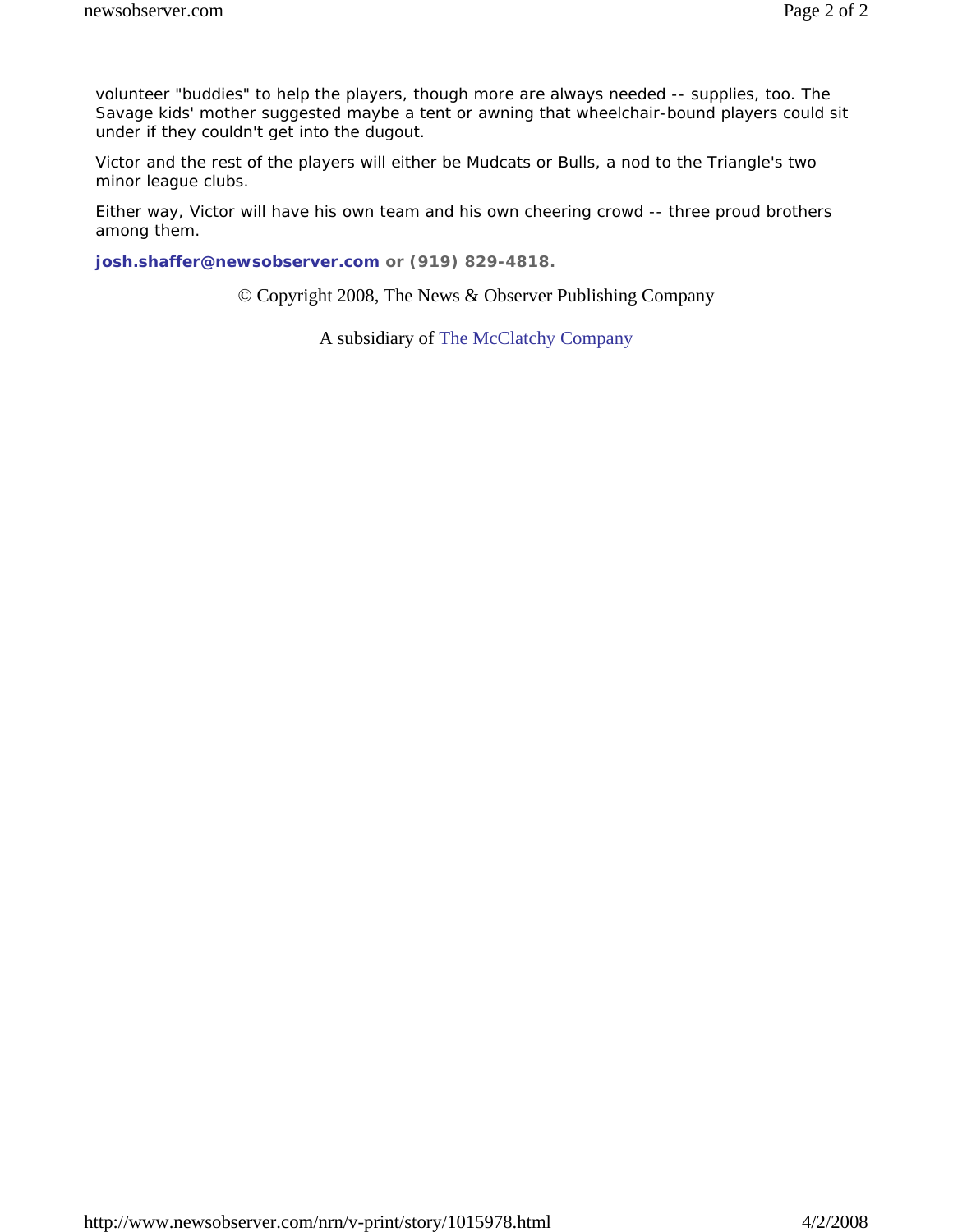volunteer "buddies" to help the players, though more are always needed -- supplies, too. The Savage kids' mother suggested maybe a tent or awning that wheelchair-bound players could sit under if they couldn't get into the dugout.

Victor and the rest of the players will either be Mudcats or Bulls, a nod to the Triangle's two minor league clubs.

Either way, Victor will have his own team and his own cheering crowd -- three proud brothers among them.

**josh.shaffer@newsobserver.com or (919) 829-4818.**

© Copyright 2008, The News & Observer Publishing Company

A subsidiary of The McClatchy Company